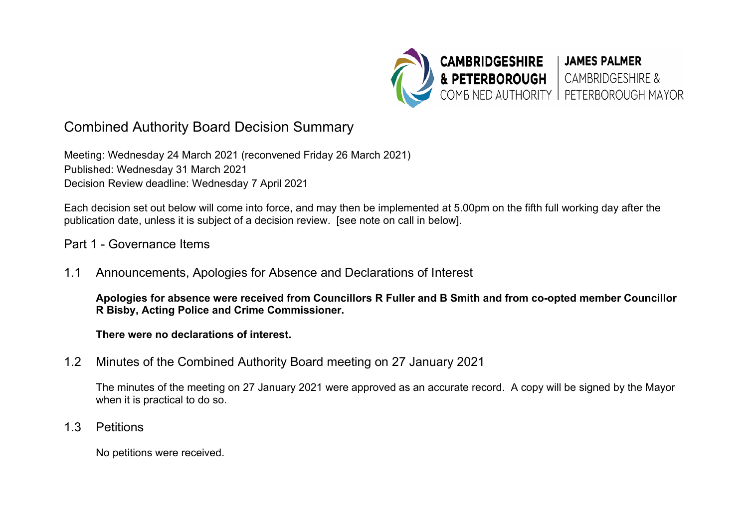CAMBRIDGESHIRE & PETERBOROUGH COMBINED AUTHORITY | JAMES PALMER CAMBRIDGESHIRE & PETERBOROUGH MAYOR

# Combined Authority Board Decision Summary

Meeting: Wednesday 24 March 2021 (reconvened Friday 26 March 2021)
Published: Wednesday 31 March 2021
Decision Review deadline: Wednesday 7 April 2021

Each decision set out below will come into force, and may then be implemented at 5.00pm on the fifth full working day after the publication date, unless it is subject of a decision review. [see note on call in below].

## Part 1 - Governance Items

### 1.1 Announcements, Apologies for Absence and Declarations of Interest

**Apologies for absence were received from Councillors R Fuller and B Smith and from co-opted member Councillor R Bisby, Acting Police and Crime Commissioner.**

**There were no declarations of interest.**

### 1.2 Minutes of the Combined Authority Board meeting on 27 January 2021

The minutes of the meeting on 27 January 2021 were approved as an accurate record. A copy will be signed by the Mayor when it is practical to do so.

### 1.3 Petitions

No petitions were received.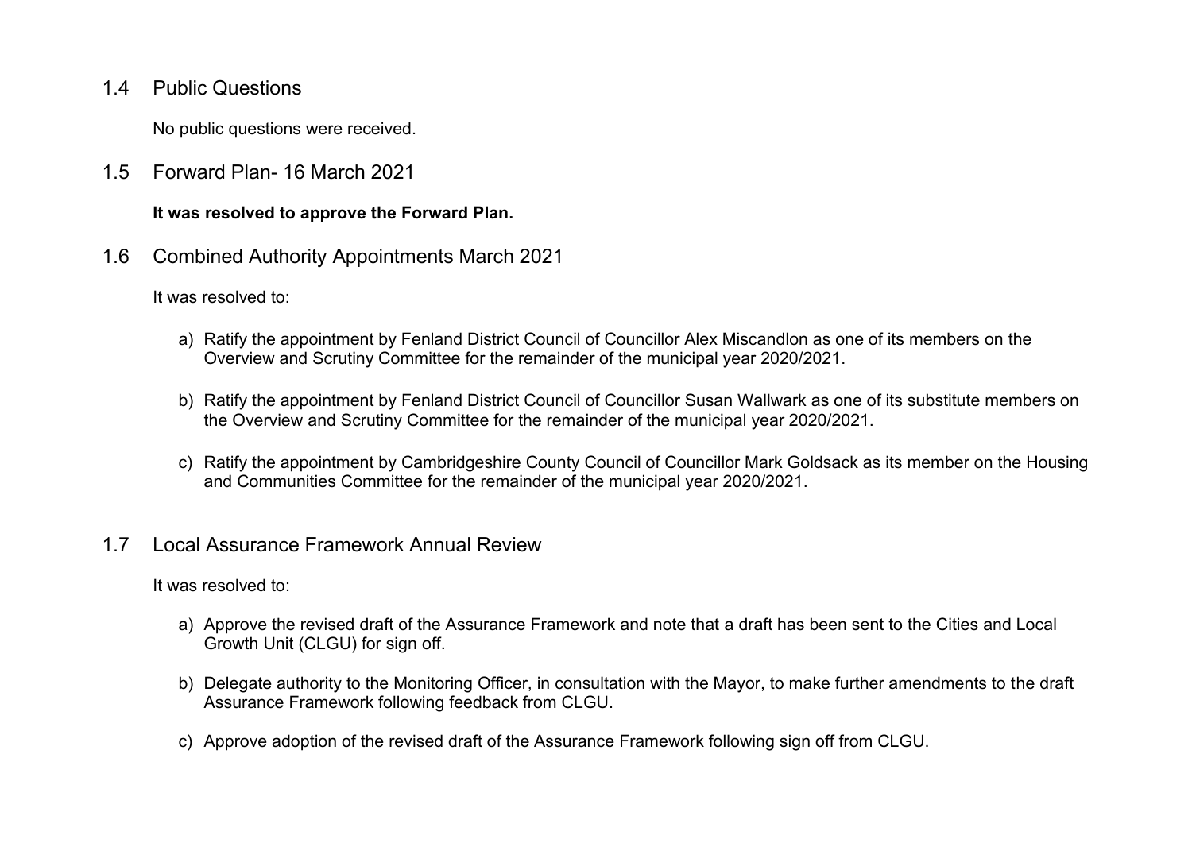## 1.4 Public Questions

No public questions were received.

## 1.5 Forward Plan- 16 March 2021

**It was resolved to approve the Forward Plan.**

## 1.6 Combined Authority Appointments March 2021

It was resolved to:

a) Ratify the appointment by Fenland District Council of Councillor Alex Miscandlon as one of its members on the Overview and Scrutiny Committee for the remainder of the municipal year 2020/2021.

b) Ratify the appointment by Fenland District Council of Councillor Susan Wallwark as one of its substitute members on the Overview and Scrutiny Committee for the remainder of the municipal year 2020/2021.

c) Ratify the appointment by Cambridgeshire County Council of Councillor Mark Goldsack as its member on the Housing and Communities Committee for the remainder of the municipal year 2020/2021.

## 1.7 Local Assurance Framework Annual Review

It was resolved to:

a) Approve the revised draft of the Assurance Framework and note that a draft has been sent to the Cities and Local Growth Unit (CLGU) for sign off.

b) Delegate authority to the Monitoring Officer, in consultation with the Mayor, to make further amendments to the draft Assurance Framework following feedback from CLGU.

c) Approve adoption of the revised draft of the Assurance Framework following sign off from CLGU.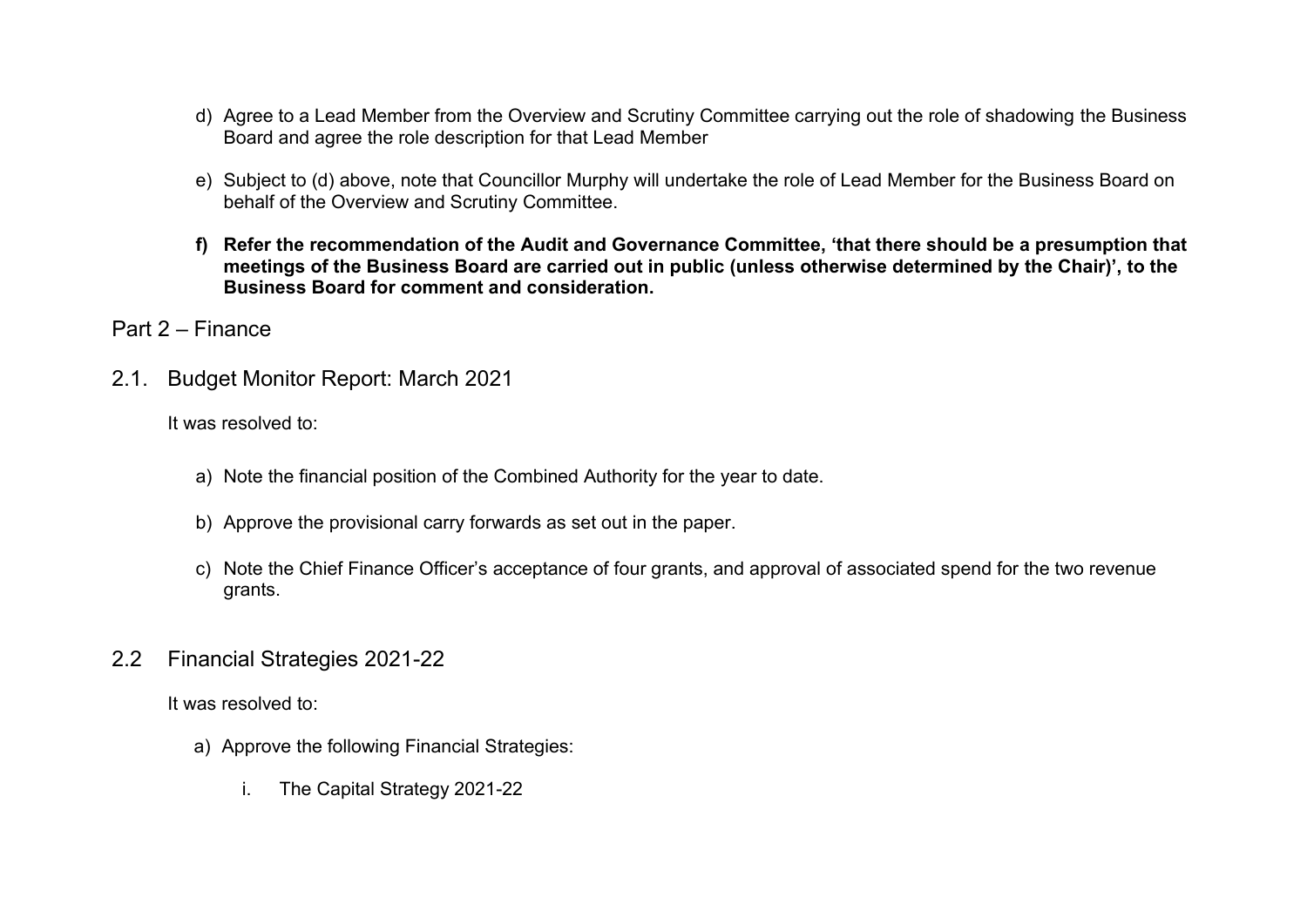d) Agree to a Lead Member from the Overview and Scrutiny Committee carrying out the role of shadowing the Business Board and agree the role description for that Lead Member

e) Subject to (d) above, note that Councillor Murphy will undertake the role of Lead Member for the Business Board on behalf of the Overview and Scrutiny Committee.

**f) Refer the recommendation of the Audit and Governance Committee, 'that there should be a presumption that meetings of the Business Board are carried out in public (unless otherwise determined by the Chair)', to the Business Board for comment and consideration.**

## Part 2 – Finance

### 2.1. Budget Monitor Report: March 2021

It was resolved to:

a) Note the financial position of the Combined Authority for the year to date.

b) Approve the provisional carry forwards as set out in the paper.

c) Note the Chief Finance Officer's acceptance of four grants, and approval of associated spend for the two revenue grants.

### 2.2 Financial Strategies 2021-22

It was resolved to:

a) Approve the following Financial Strategies:

i. The Capital Strategy 2021-22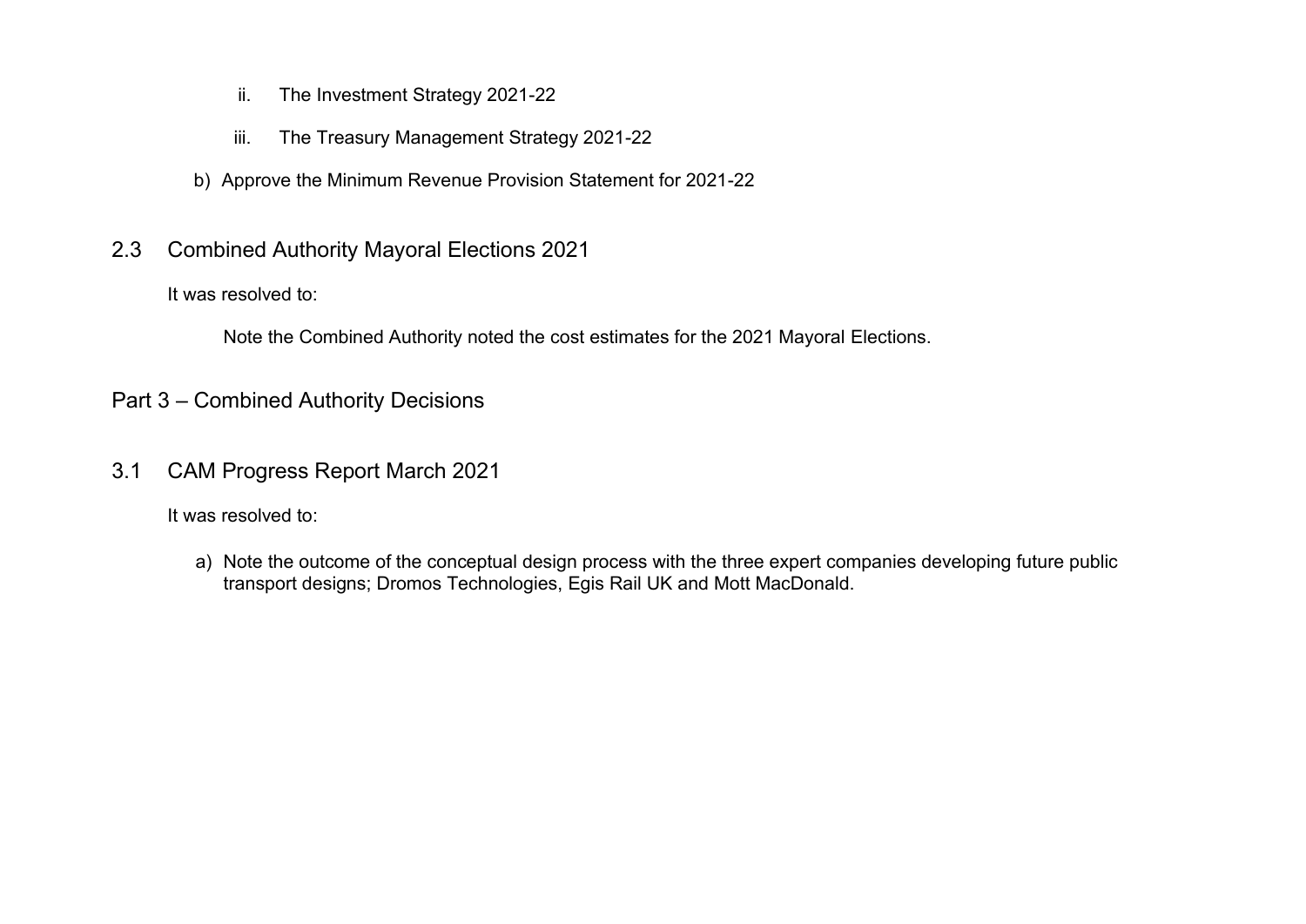ii. The Investment Strategy 2021-22

   iii. The Treasury Management Strategy 2021-22

b) Approve the Minimum Revenue Provision Statement for 2021-22

## 2.3 Combined Authority Mayoral Elections 2021

It was resolved to:

Note the Combined Authority noted the cost estimates for the 2021 Mayoral Elections.

# Part 3 – Combined Authority Decisions

## 3.1 CAM Progress Report March 2021

It was resolved to:

a) Note the outcome of the conceptual design process with the three expert companies developing future public transport designs; Dromos Technologies, Egis Rail UK and Mott MacDonald.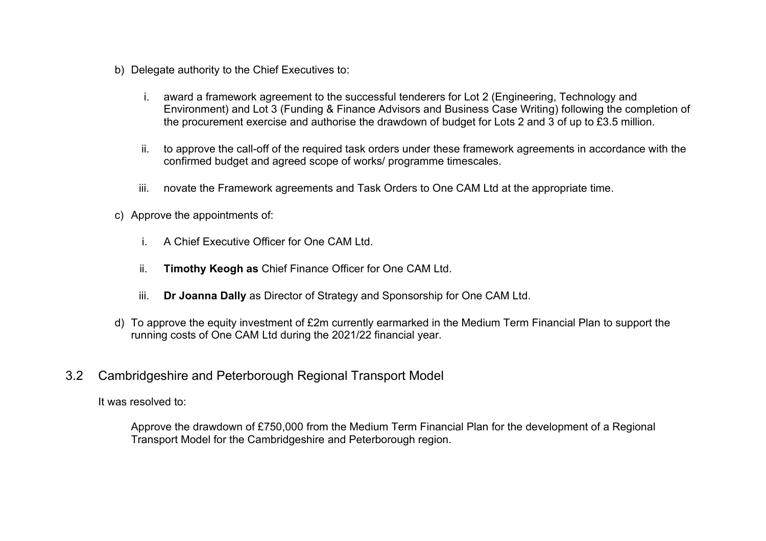b) Delegate authority to the Chief Executives to:

   i. award a framework agreement to the successful tenderers for Lot 2 (Engineering, Technology and Environment) and Lot 3 (Funding & Finance Advisors and Business Case Writing) following the completion of the procurement exercise and authorise the drawdown of budget for Lots 2 and 3 of up to £3.5 million.

   ii. to approve the call-off of the required task orders under these framework agreements in accordance with the confirmed budget and agreed scope of works/ programme timescales.

   iii. novate the Framework agreements and Task Orders to One CAM Ltd at the appropriate time.

c) Approve the appointments of:

   i. A Chief Executive Officer for One CAM Ltd.

   ii. **Timothy Keogh as** Chief Finance Officer for One CAM Ltd.

   iii. **Dr Joanna Dally** as Director of Strategy and Sponsorship for One CAM Ltd.

d) To approve the equity investment of £2m currently earmarked in the Medium Term Financial Plan to support the running costs of One CAM Ltd during the 2021/22 financial year.

## 3.2 Cambridgeshire and Peterborough Regional Transport Model

It was resolved to:

Approve the drawdown of £750,000 from the Medium Term Financial Plan for the development of a Regional Transport Model for the Cambridgeshire and Peterborough region.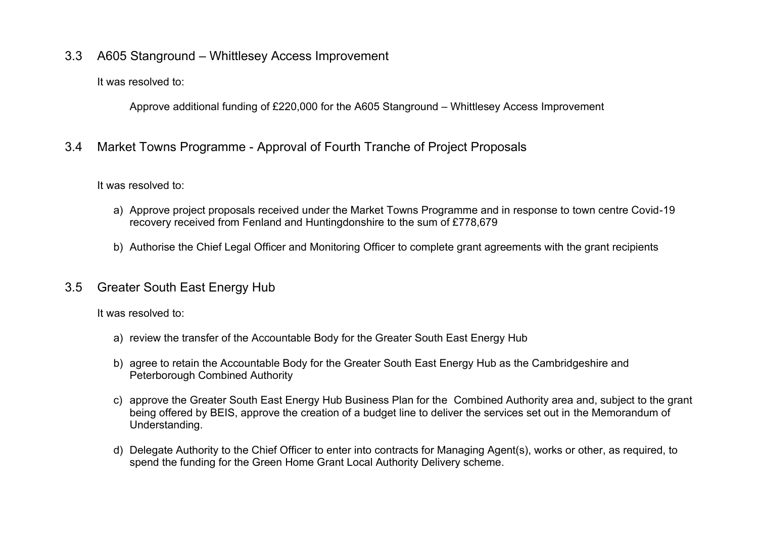## 3.3 A605 Stanground – Whittlesey Access Improvement

It was resolved to:

Approve additional funding of £220,000 for the A605 Stanground – Whittlesey Access Improvement

## 3.4 Market Towns Programme - Approval of Fourth Tranche of Project Proposals

It was resolved to:

a) Approve project proposals received under the Market Towns Programme and in response to town centre Covid-19 recovery received from Fenland and Huntingdonshire to the sum of £778,679

b) Authorise the Chief Legal Officer and Monitoring Officer to complete grant agreements with the grant recipients

## 3.5 Greater South East Energy Hub

It was resolved to:

a) review the transfer of the Accountable Body for the Greater South East Energy Hub

b) agree to retain the Accountable Body for the Greater South East Energy Hub as the Cambridgeshire and Peterborough Combined Authority

c) approve the Greater South East Energy Hub Business Plan for the Combined Authority area and, subject to the grant being offered by BEIS, approve the creation of a budget line to deliver the services set out in the Memorandum of Understanding.

d) Delegate Authority to the Chief Officer to enter into contracts for Managing Agent(s), works or other, as required, to spend the funding for the Green Home Grant Local Authority Delivery scheme.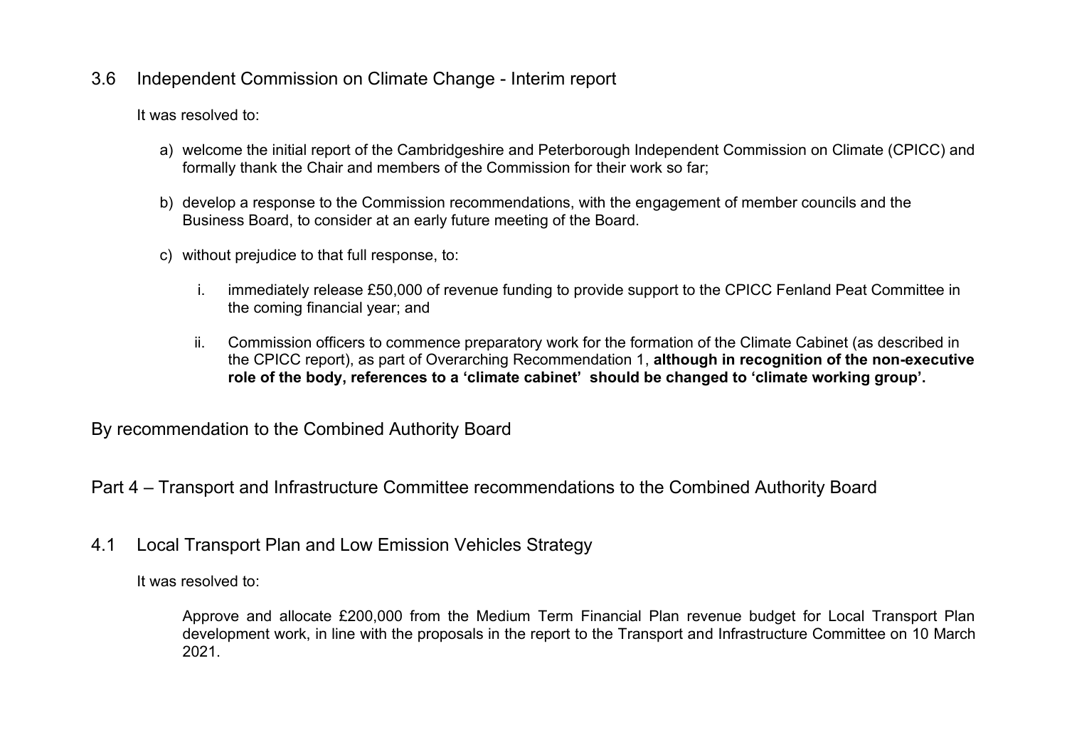## 3.6 Independent Commission on Climate Change - Interim report

It was resolved to:

a) welcome the initial report of the Cambridgeshire and Peterborough Independent Commission on Climate (CPICC) and formally thank the Chair and members of the Commission for their work so far;

b) develop a response to the Commission recommendations, with the engagement of member councils and the Business Board, to consider at an early future meeting of the Board.

c) without prejudice to that full response, to:

   i. immediately release £50,000 of revenue funding to provide support to the CPICC Fenland Peat Committee in the coming financial year; and

   ii. Commission officers to commence preparatory work for the formation of the Climate Cabinet (as described in the CPICC report), as part of Overarching Recommendation 1, **although in recognition of the non-executive role of the body, references to a 'climate cabinet' should be changed to 'climate working group'.**

By recommendation to the Combined Authority Board

# Part 4 – Transport and Infrastructure Committee recommendations to the Combined Authority Board

## 4.1 Local Transport Plan and Low Emission Vehicles Strategy

It was resolved to:

Approve and allocate £200,000 from the Medium Term Financial Plan revenue budget for Local Transport Plan development work, in line with the proposals in the report to the Transport and Infrastructure Committee on 10 March 2021.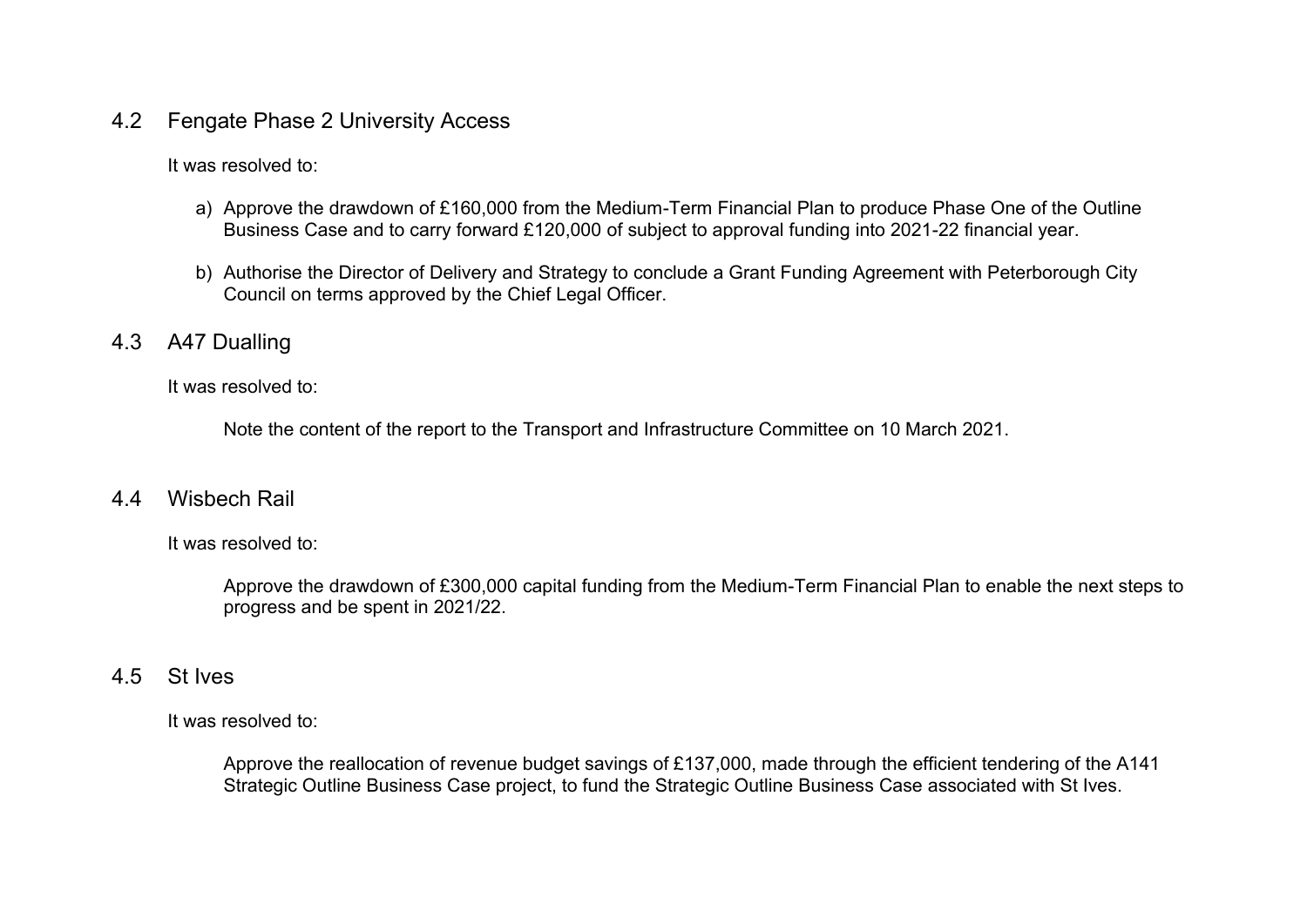## 4.2 Fengate Phase 2 University Access

It was resolved to:

a) Approve the drawdown of £160,000 from the Medium-Term Financial Plan to produce Phase One of the Outline Business Case and to carry forward £120,000 of subject to approval funding into 2021-22 financial year.

b) Authorise the Director of Delivery and Strategy to conclude a Grant Funding Agreement with Peterborough City Council on terms approved by the Chief Legal Officer.

## 4.3 A47 Dualling

It was resolved to:

Note the content of the report to the Transport and Infrastructure Committee on 10 March 2021.

## 4.4 Wisbech Rail

It was resolved to:

Approve the drawdown of £300,000 capital funding from the Medium-Term Financial Plan to enable the next steps to progress and be spent in 2021/22.

## 4.5 St Ives

It was resolved to:

Approve the reallocation of revenue budget savings of £137,000, made through the efficient tendering of the A141 Strategic Outline Business Case project, to fund the Strategic Outline Business Case associated with St Ives.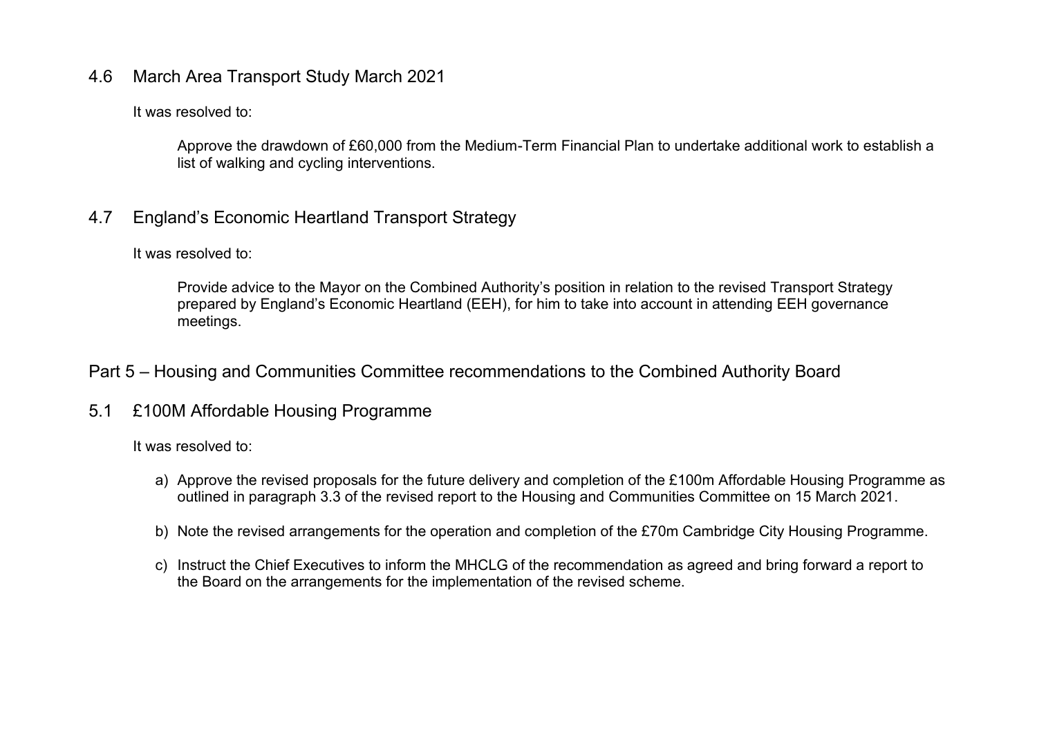## 4.6 March Area Transport Study March 2021

It was resolved to:

Approve the drawdown of £60,000 from the Medium-Term Financial Plan to undertake additional work to establish a list of walking and cycling interventions.

## 4.7 England's Economic Heartland Transport Strategy

It was resolved to:

Provide advice to the Mayor on the Combined Authority's position in relation to the revised Transport Strategy prepared by England's Economic Heartland (EEH), for him to take into account in attending EEH governance meetings.

# Part 5 – Housing and Communities Committee recommendations to the Combined Authority Board

## 5.1 £100M Affordable Housing Programme

It was resolved to:

a) Approve the revised proposals for the future delivery and completion of the £100m Affordable Housing Programme as outlined in paragraph 3.3 of the revised report to the Housing and Communities Committee on 15 March 2021.

b) Note the revised arrangements for the operation and completion of the £70m Cambridge City Housing Programme.

c) Instruct the Chief Executives to inform the MHCLG of the recommendation as agreed and bring forward a report to the Board on the arrangements for the implementation of the revised scheme.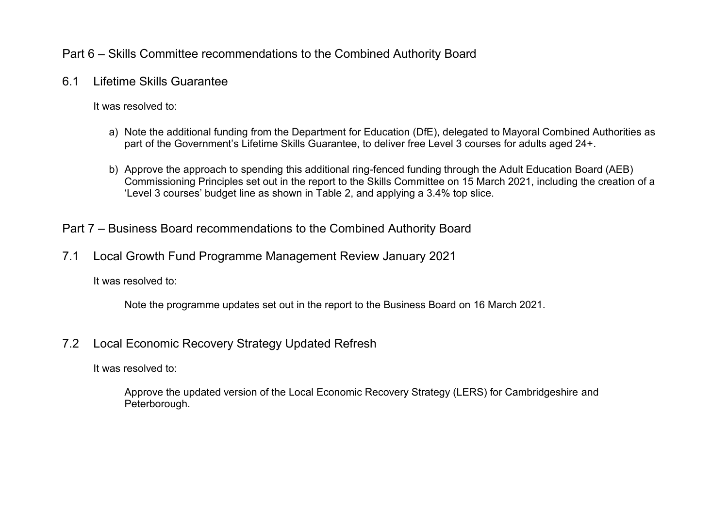## Part 6 – Skills Committee recommendations to the Combined Authority Board

### 6.1 Lifetime Skills Guarantee

It was resolved to:

a) Note the additional funding from the Department for Education (DfE), delegated to Mayoral Combined Authorities as part of the Government's Lifetime Skills Guarantee, to deliver free Level 3 courses for adults aged 24+.

b) Approve the approach to spending this additional ring-fenced funding through the Adult Education Board (AEB) Commissioning Principles set out in the report to the Skills Committee on 15 March 2021, including the creation of a 'Level 3 courses' budget line as shown in Table 2, and applying a 3.4% top slice.

## Part 7 – Business Board recommendations to the Combined Authority Board

### 7.1 Local Growth Fund Programme Management Review January 2021

It was resolved to:

Note the programme updates set out in the report to the Business Board on 16 March 2021.

### 7.2 Local Economic Recovery Strategy Updated Refresh

It was resolved to:

Approve the updated version of the Local Economic Recovery Strategy (LERS) for Cambridgeshire and Peterborough.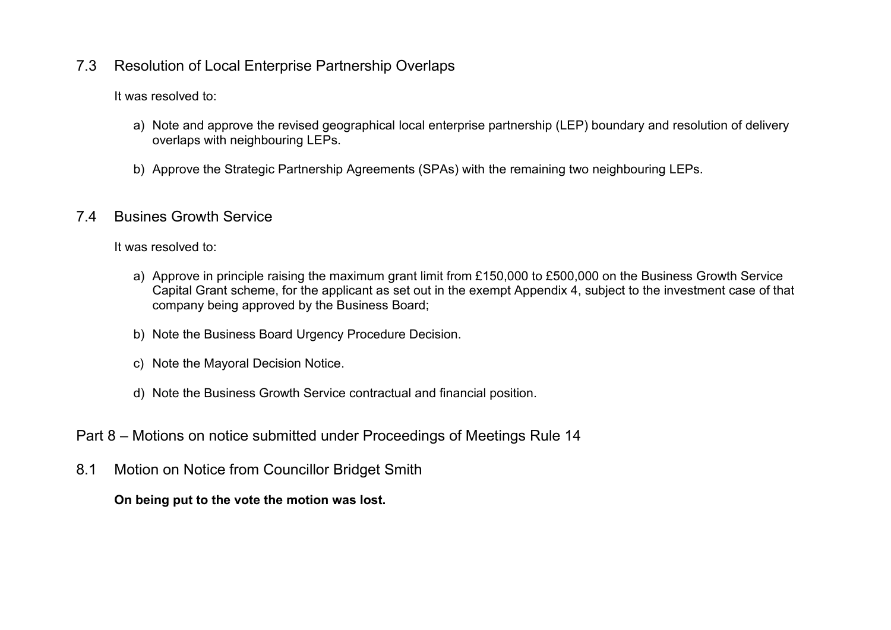### 7.3 Resolution of Local Enterprise Partnership Overlaps

It was resolved to:

a) Note and approve the revised geographical local enterprise partnership (LEP) boundary and resolution of delivery overlaps with neighbouring LEPs.

b) Approve the Strategic Partnership Agreements (SPAs) with the remaining two neighbouring LEPs.

### 7.4 Busines Growth Service

It was resolved to:

a) Approve in principle raising the maximum grant limit from £150,000 to £500,000 on the Business Growth Service Capital Grant scheme, for the applicant as set out in the exempt Appendix 4, subject to the investment case of that company being approved by the Business Board;

b) Note the Business Board Urgency Procedure Decision.

c) Note the Mayoral Decision Notice.

d) Note the Business Growth Service contractual and financial position.

## Part 8 – Motions on notice submitted under Proceedings of Meetings Rule 14

### 8.1 Motion on Notice from Councillor Bridget Smith

**On being put to the vote the motion was lost.**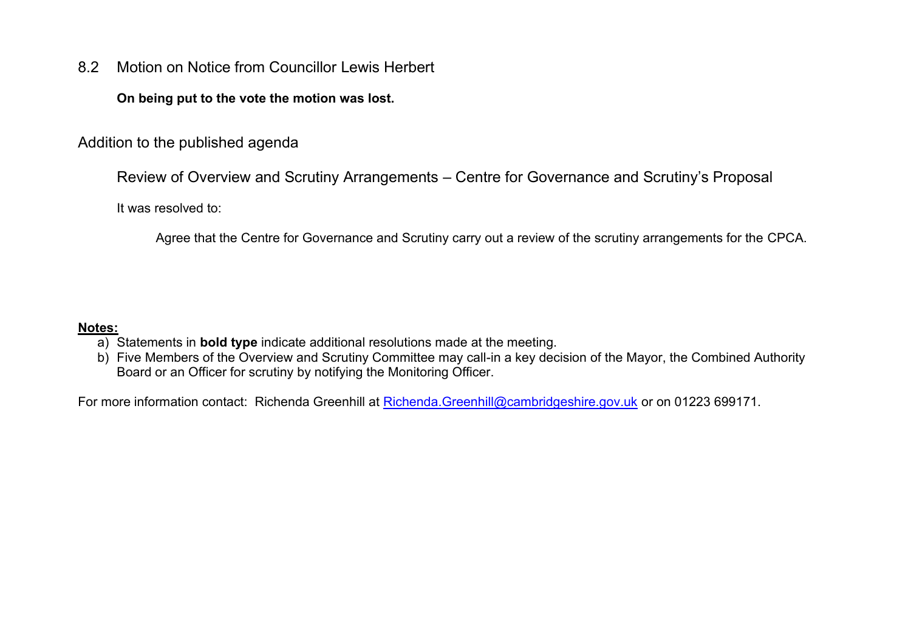8.2 Motion on Notice from Councillor Lewis Herbert

**On being put to the vote the motion was lost.**

Addition to the published agenda

Review of Overview and Scrutiny Arrangements – Centre for Governance and Scrutiny's Proposal

It was resolved to:

Agree that the Centre for Governance and Scrutiny carry out a review of the scrutiny arrangements for the CPCA.

**Notes:**

a) Statements in **bold type** indicate additional resolutions made at the meeting.
b) Five Members of the Overview and Scrutiny Committee may call-in a key decision of the Mayor, the Combined Authority Board or an Officer for scrutiny by notifying the Monitoring Officer.

For more information contact: Richenda Greenhill at Richenda.Greenhill@cambridgeshire.gov.uk or on 01223 699171.